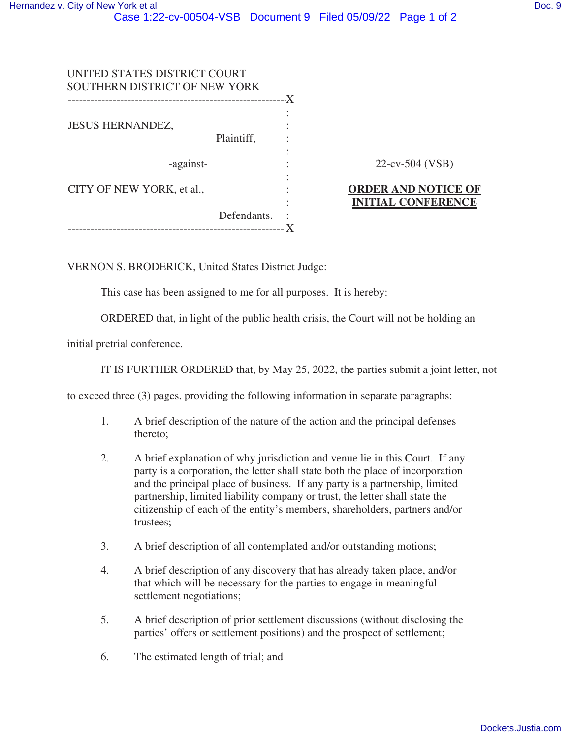UNITED STATES DISTRICT COURT
SOUTHERN DISTRICT OF NEW YORK

---

JESUS HERNANDEZ,
Plaintiff,

-against-

CITY OF NEW YORK, et al.,
Defendants.

---

22-cv-504 (VSB)

**ORDER AND NOTICE OF INITIAL CONFERENCE**

VERNON S. BRODERICK, United States District Judge:

This case has been assigned to me for all purposes. It is hereby:

ORDERED that, in light of the public health crisis, the Court will not be holding an initial pretrial conference.

IT IS FURTHER ORDERED that, by May 25, 2022, the parties submit a joint letter, not to exceed three (3) pages, providing the following information in separate paragraphs:

1. A brief description of the nature of the action and the principal defenses thereto;

2. A brief explanation of why jurisdiction and venue lie in this Court. If any party is a corporation, the letter shall state both the place of incorporation and the principal place of business. If any party is a partnership, limited partnership, limited liability company or trust, the letter shall state the citizenship of each of the entity's members, shareholders, partners and/or trustees;

3. A brief description of all contemplated and/or outstanding motions;

4. A brief description of any discovery that has already taken place, and/or that which will be necessary for the parties to engage in meaningful settlement negotiations;

5. A brief description of prior settlement discussions (without disclosing the parties' offers or settlement positions) and the prospect of settlement;

6. The estimated length of trial; and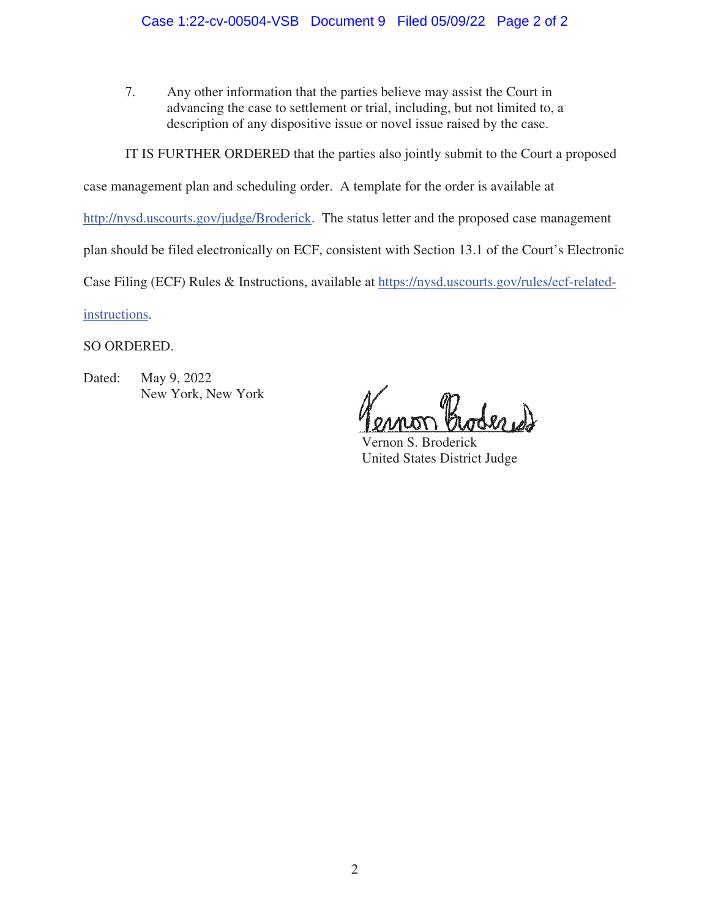7. Any other information that the parties believe may assist the Court in advancing the case to settlement or trial, including, but not limited to, a description of any dispositive issue or novel issue raised by the case.

IT IS FURTHER ORDERED that the parties also jointly submit to the Court a proposed case management plan and scheduling order. A template for the order is available at http://nysd.uscourts.gov/judge/Broderick. The status letter and the proposed case management plan should be filed electronically on ECF, consistent with Section 13.1 of the Court's Electronic Case Filing (ECF) Rules & Instructions, available at https://nysd.uscourts.gov/rules/ecf-related-instructions.

SO ORDERED.

Dated: May 9, 2022
New York, New York

Vernon S. Broderick
United States District Judge